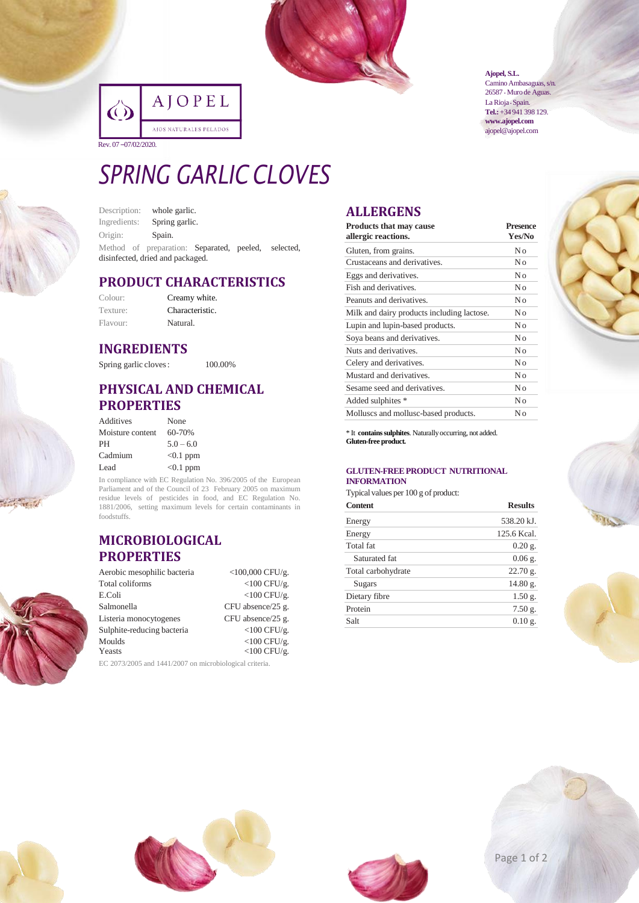AJOPEL

AJOS NATURALES PELADOS

Rev. 07 –07/02/2020.

**Ajopel, S.L.**
Camino Ambasaguas, s/n.
26587 · Muro de Aguas.
La Rioja · Spain.
**Tel.:** +34 941 398 129.
**www.ajopel.com**
ajopel@ajopel.com

# SPRING GARLIC CLOVES

Description: whole garlic.
Ingredients: Spring garlic.
Origin: Spain.
Method of preparation: Separated, peeled, selected, disinfected, dried and packaged.

## PRODUCT CHARACTERISTICS

| | |
|---|---|
| Colour: | Creamy white. |
| Texture: | Characteristic. |
| Flavour: | Natural. |

## INGREDIENTS

| | |
|---|---|
| Spring garlic cloves: | 100.00% |

## PHYSICAL AND CHEMICAL PROPERTIES

| | |
|---|---|
| Additives | None |
| Moisture content | 60-70% |
| PH | 5.0 – 6.0 |
| Cadmium | <0.1 ppm |
| Lead | <0.1 ppm |

In compliance with EC Regulation No. 396/2005 of the European Parliament and of the Council of 23 February 2005 on maximum residue levels of pesticides in food, and EC Regulation No. 1881/2006, setting maximum levels for certain contaminants in foodstuffs.

## MICROBIOLOGICAL PROPERTIES

| | |
|---|---|
| Aerobic mesophilic bacteria | <100,000 CFU/g. |
| Total coliforms | <100 CFU/g. |
| E.Coli | <100 CFU/g. |
| Salmonella | CFU absence/25 g. |
| Listeria monocytogenes | CFU absence/25 g. |
| Sulphite-reducing bacteria | <100 CFU/g. |
| Moulds | <100 CFU/g. |
| Yeasts | <100 CFU/g. |

EC 2073/2005 and 1441/2007 on microbiological criteria.

## ALLERGENS

| Products that may cause allergic reactions. | Presence Yes/No |
|---|---|
| Gluten, from grains. | No |
| Crustaceans and derivatives. | No |
| Eggs and derivatives. | No |
| Fish and derivatives. | No |
| Peanuts and derivatives. | No |
| Milk and dairy products including lactose. | No |
| Lupin and lupin-based products. | No |
| Soya beans and derivatives. | No |
| Nuts and derivatives. | No |
| Celery and derivatives. | No |
| Mustard and derivatives. | No |
| Sesame seed and derivatives. | No |
| Added sulphites * | No |
| Molluscs and mollusc-based products. | No |

\* It **contains sulphites**. Naturally occurring, not added.
**Gluten-free product.**

### GLUTEN-FREE PRODUCT NUTRITIONAL INFORMATION

Typical values per 100 g of product:

| Content | Results |
|---|---|
| Energy | 538.20 kJ. |
| Energy | 125.6 Kcal. |
| Total fat | 0.20 g. |
| Saturated fat | 0.06 g. |
| Total carbohydrate | 22.70 g. |
| Sugars | 14.80 g. |
| Dietary fibre | 1.50 g. |
| Protein | 7.50 g. |
| Salt | 0.10 g. |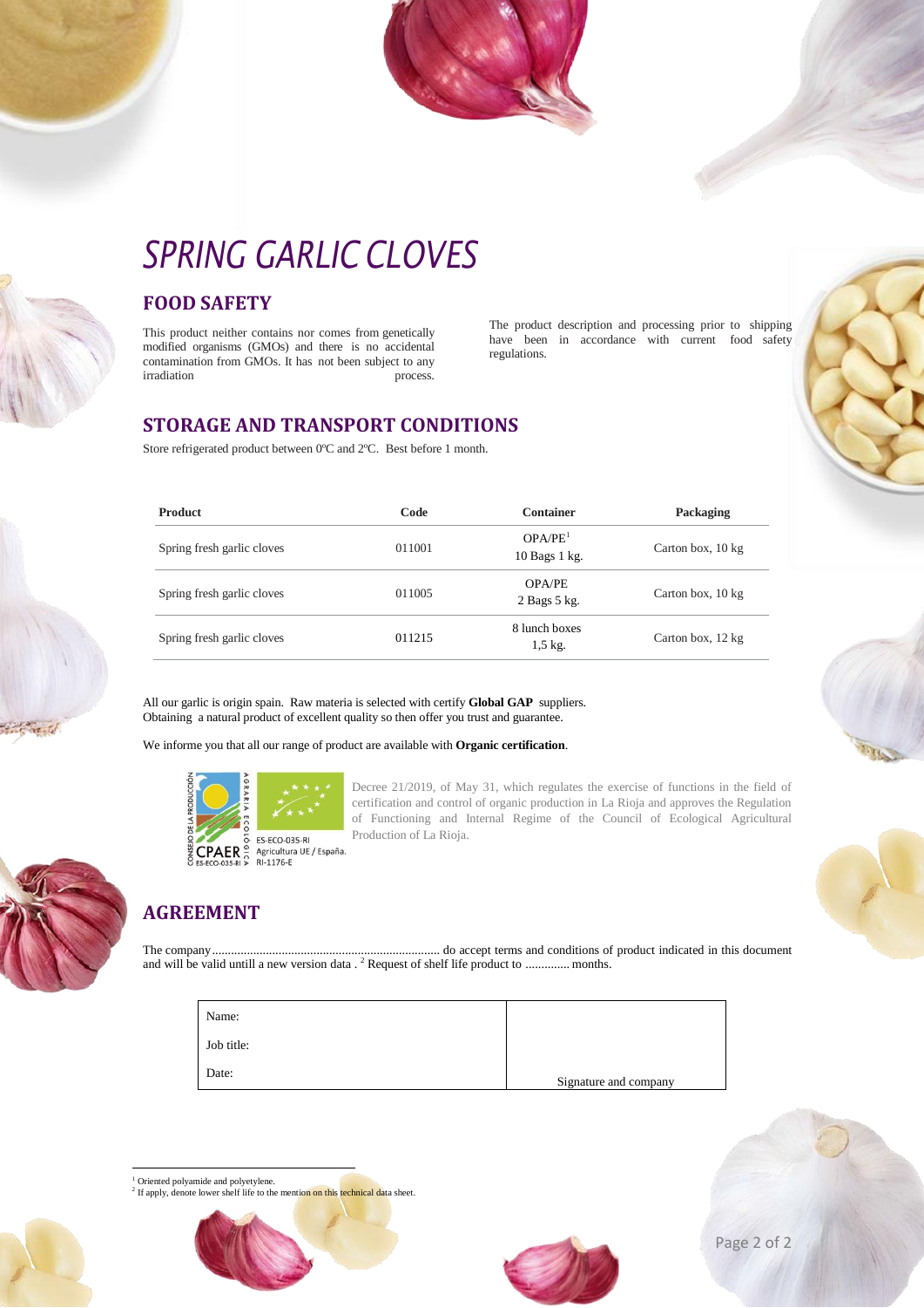# SPRING GARLIC CLOVES

## FOOD SAFETY

This product neither contains nor comes from genetically modified organisms (GMOs) and there is no accidental contamination from GMOs. It has not been subject to any irradiation process.

The product description and processing prior to shipping have been in accordance with current food safety regulations.

## STORAGE AND TRANSPORT CONDITIONS

Store refrigerated product between 0ºC and 2ºC. Best before 1 month.

| Product | Code | Container | Packaging |
|---|---|---|---|
| Spring fresh garlic cloves | 011001 | OPA/PE[1] 10 Bags 1 kg. | Carton box, 10 kg |
| Spring fresh garlic cloves | 011005 | OPA/PE 2 Bags 5 kg. | Carton box, 10 kg |
| Spring fresh garlic cloves | 011215 | 8 lunch boxes 1,5 kg. | Carton box, 12 kg |

All our garlic is origin spain. Raw materia is selected with certify **Global GAP** suppliers. Obtaining a natural product of excellent quality so then offer you trust and guarantee.

We informe you that all our range of product are available with **Organic certification**.

CONSEJO DE LA PRODUCCIÓN AGRARIA ECOLÓGICA CPAER ES-ECO-035-RI

ES-ECO-035-RI Agricultura UE / España. RI-1176-E

Decree 21/2019, of May 31, which regulates the exercise of functions in the field of certification and control of organic production in La Rioja and approves the Regulation of Functioning and Internal Regime of the Council of Ecological Agricultural Production of La Rioja.

## AGREEMENT

The company........................................................................ do accept terms and conditions of product indicated in this document and will be valid untill a new version data . [2] Request of shelf life product to ............. months.

| | |
|---|---|
| Name:<br>Job title:<br>Date: | Signature and company |

[1] Oriented polyamide and polyetylene.
[2] If apply, denote lower shelf life to the mention on this technical data sheet.